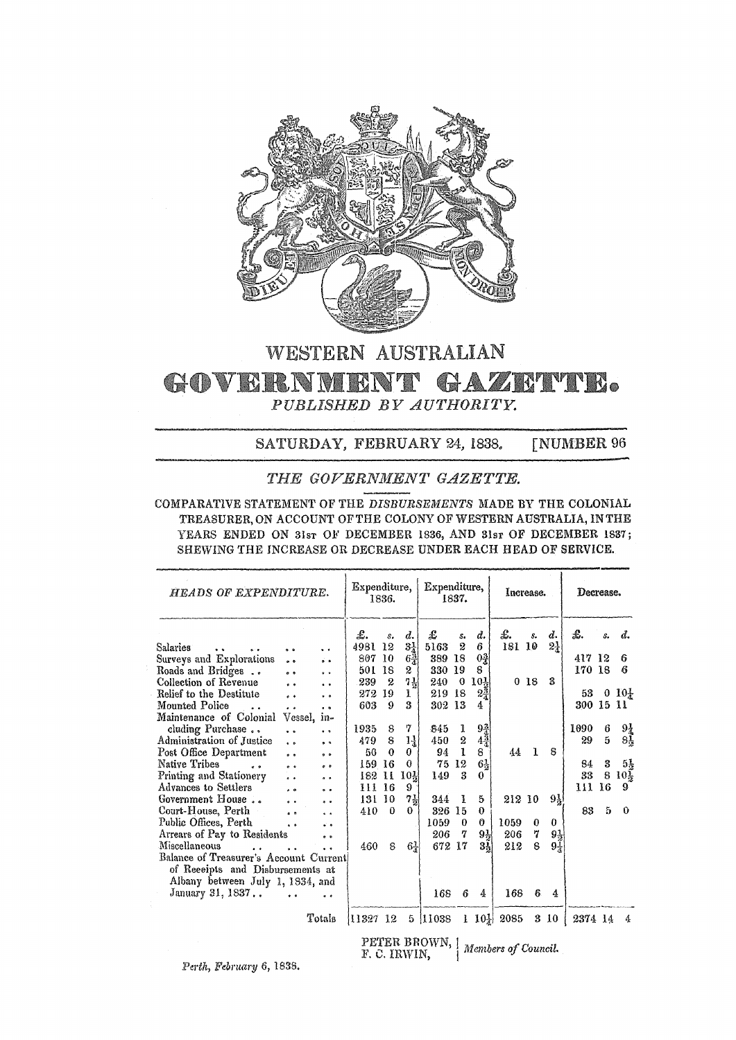# WESTERN AUSTRALIAN

# GOVERNMENT GAZETTE.

*PUBLISHED BY AUTHORITY.*

SATURDAY, FEBRUARY 24, 1838. [NUMBER 96

## *THE GOVERNMENT GAZETTE.*

COMPARATIVE STATEMENT OF THE *DISBURSEMENTS* MADE BY THE COLONIAL TREASURER, ON ACCOUNT OF THE COLONY OF WESTERN AUSTRALIA, IN THE YEARS ENDED ON 31ST OF DECEMBER 1836, AND 31ST OF DECEMBER 1837; SHEWING THE INCREASE OR DECREASE UNDER EACH HEAD OF SERVICE.

| *HEADS OF EXPENDITURE.* | Expenditure, 1836. | | | Expenditure, 1837. | | | Increase. | | | Decrease. | | |
|---|---|---|---|---|---|---|---|---|---|---|---|---|
| | £. | s. | d. | £ | s. | d. | £. | s. | d. | £. | s. | d. |
| Salaries | 4981 | 12 | 3¼ | 5163 | 2 | 6 | 181 | 10 | 2¼ | | | |
| Surveys and Explorations | 807 | 10 | 6¾ | 389 | 18 | 0¾ | | | | 417 | 12 | 6 |
| Roads and Bridges | 501 | 18 | 2 | 330 | 19 | 8 | | | | 170 | 18 | 6 |
| Collection of Revenue | 239 | 2 | 7½ | 240 | 0 | 10½ | 0 | 18 | 3 | | | |
| Relief to the Destitute | 272 | 19 | 1 | 219 | 18 | 2¾ | | | | 53 | 0 | 10¼ |
| Mounted Police | 603 | 9 | 3 | 302 | 13 | 4 | | | | 300 | 15 | 11 |
| Maintenance of Colonial Vessel, including Purchase | 1935 | 8 | 7 | 845 | 1 | 9¾ | | | | 1090 | 6 | 9¼ |
| Administration of Justice | 479 | 8 | 1¼ | 450 | 2 | 4¾ | | | | 29 | 5 | 8½ |
| Post Office Department | 50 | 0 | 0 | 94 | 1 | 8 | 44 | 1 | 8 | | | |
| Native Tribes | 159 | 16 | 0 | 75 | 12 | 6½ | | | | 84 | 3 | 5½ |
| Printing and Stationery | 182 | 11 | 10½ | 149 | 3 | 0 | | | | 33 | 8 | 10½ |
| Advances to Settlers | 111 | 16 | 9 | | | | | | | 111 | 16 | 9 |
| Government House | 131 | 10 | 7½ | 344 | 1 | 5 | 212 | 10 | 9½ | | | |
| Court-House, Perth | 410 | 0 | 0 | 326 | 15 | 0 | | | | 83 | 5 | 0 |
| Public Offices, Perth | | | | 1059 | 0 | 0 | 1059 | 0 | 0 | | | |
| Arrears of Pay to Residents | | | | 206 | 7 | 9½ | 206 | 7 | 9½ | | | |
| Miscellaneous | 460 | 8 | 6¼ | 672 | 17 | 3½ | 212 | 8 | 9¼ | | | |
| Balance of Treasurer's Account Current of Receipts and Disbursements at Albany between July 1, 1834, and January 31, 1837 | | | | 168 | 6 | 4 | 168 | 6 | 4 | | | |
| Totals | 11327 | 12 | 5 | 11038 | 1 | 10¼ | 2085 | 3 | 10 | 2374 | 14 | 4 |

PETER BROWN, F. C. IRWIN, } *Members of Council.*

*Perth, February* 6, 1838.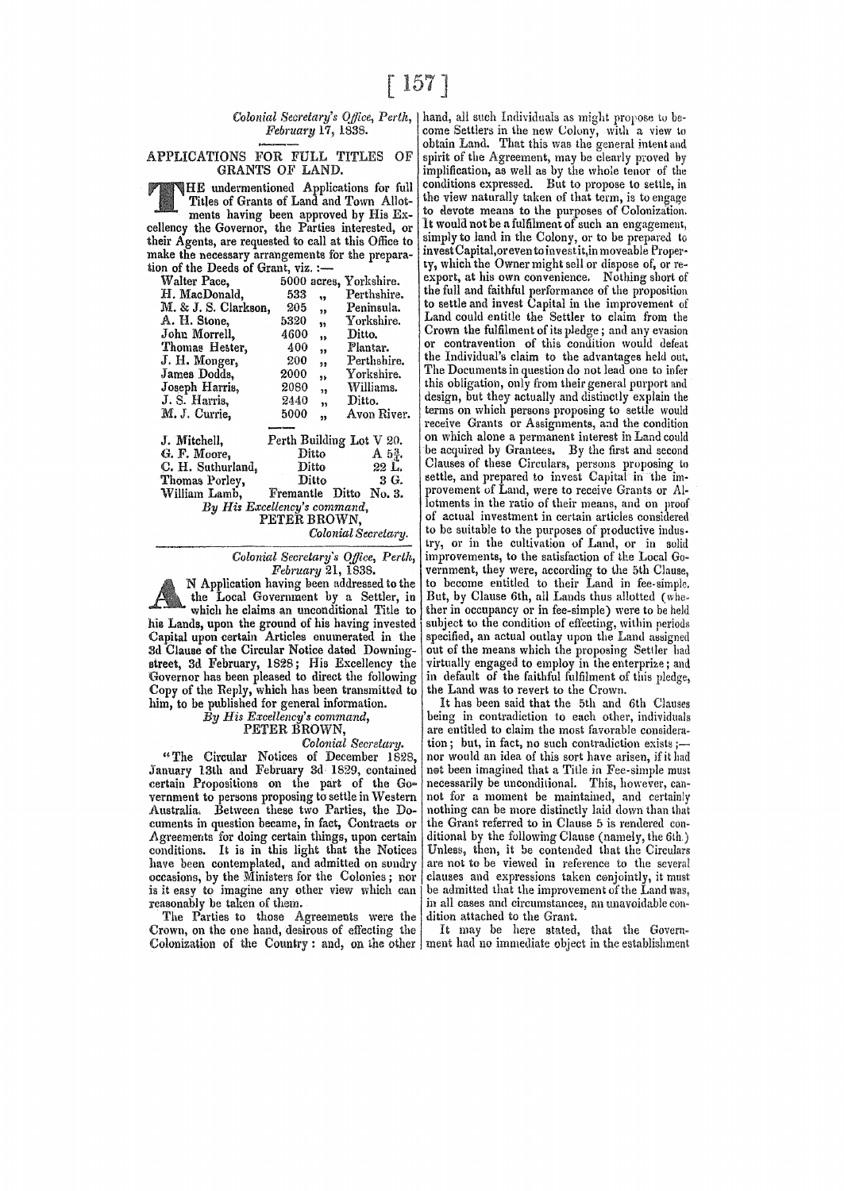*Colonial Secretary's Office, Perth,*
*February* 17, 1838.

## APPLICATIONS FOR FULL TITLES OF GRANTS OF LAND.

THE undermentioned Applications for full Titles of Grants of Land and Town Allotments having been approved by His Excellency the Governor, the Parties interested, or their Agents, are requested to call at this Office to make the necessary arrangements for the preparation of the Deeds of Grant, viz. :—

| | | |
|---|---|---|
| Walter Pace, | 5000 acres, | Yorkshire. |
| H. MacDonald, | 533 ,, | Perthshire. |
| M. & J. S. Clarkson, | 205 ,, | Peninsula. |
| A. H. Stone, | 5320 ,, | Yorkshire. |
| John Morrell, | 4600 ,, | Ditto. |
| Thomas Hester, | 400 ,, | Plantar. |
| J. H. Monger, | 200 ,, | Perthshire. |
| James Dodds, | 2000 ,, | Yorkshire. |
| Joseph Harris, | 2080 ,, | Williams. |
| J. S. Harris, | 2440 ,, | Ditto. |
| M. J. Currie, | 5000 ,, | Avon River. |

| | | |
|---|---|---|
| J. Mitchell, | Perth Building Lot | V 20. |
| G. F. Moore, | Ditto | A 5¾. |
| C. H. Suthurland, | Ditto | 22 L. |
| Thomas Porley, | Ditto | 3 G. |
| William Lamb, | Fremantle Ditto | No. 3. |

*By His Excellency's command,*
PETER BROWN,
*Colonial Secretary.*

---

*Colonial Secretary's Office, Perth,*
*February* 21, 1838.

AN Application having been addressed to the Local Government by a Settler, in which he claims an unconditional Title to his Lands, upon the ground of his having invested Capital upon certain Articles enumerated in the 3d Clause of the Circular Notice dated Downing-street, 3d February, 1828; His Excellency the Governor has been pleased to direct the following Copy of the Reply, which has been transmitted to him, to be published for general information.

*By His Excellency's command,*
PETER BROWN,
*Colonial Secretary.*

"The Circular Notices of December 1828, January 13th and February 3d 1829, contained certain Propositions on the part of the Government to persons proposing to settle in Western Australia. Between these two Parties, the Documents in question became, in fact, Contracts or Agreements for doing certain things, upon certain conditions. It is in this light that the Notices have been contemplated, and admitted on sundry occasions, by the Ministers for the Colonies; nor is it easy to imagine any other view which can reasonably be taken of them.

The Parties to those Agreements were the Crown, on the one hand, desirous of effecting the Colonization of the Country: and, on the other hand, all such Individuals as might propose to become Settlers in the new Colony, with a view to obtain Land. That this was the general intent and spirit of the Agreement, may be clearly proved by implification, as well as by the whole tenor of the conditions expressed. But to propose to settle, in the view naturally taken of that term, is to engage to devote means to the purposes of Colonization. It would not be a fulfilment of such an engagement, simply to land in the Colony, or to be prepared to invest Capital, or even to invest it, in moveable Property, which the Owner might sell or dispose of, or re-export, at his own convenience. Nothing short of the full and faithful performance of the proposition to settle and invest Capital in the improvement of Land could entitle the Settler to claim from the Crown the fulfilment of its pledge; and any evasion or contravention of this condition would defeat the Individual's claim to the advantages held out. The Documents in question do not lead one to infer this obligation, only from their general purport and design, but they actually and distinctly explain the terms on which persons proposing to settle would receive Grants or Assignments, and the condition on which alone a permanent interest in Land could be acquired by Grantees. By the first and second Clauses of these Circulars, persons proposing to settle, and prepared to invest Capital in the improvement of Land, were to receive Grants or Allotments in the ratio of their means, and on proof of actual investment in certain articles considered to be suitable to the purposes of productive industry, or in the cultivation of Land, or in solid improvements, to the satisfaction of the Local Government, they were, according to the 5th Clause, to become entitled to their Land in fee-simple. But, by Clause 6th, all Lands thus allotted (whether in occupancy or in fee-simple) were to be held subject to the condition of effecting, within periods specified, an actual outlay upon the Land assigned out of the means which the proposing Settler had virtually engaged to employ in the enterprize; and in default of the faithful fulfilment of this pledge, the Land was to revert to the Crown.

It has been said that the 5th and 6th Clauses being in contradiction to each other, individuals are entitled to claim the most favorable consideration; but, in fact, no such contradiction exists;—nor would an idea of this sort have arisen, if it had not been imagined that a Title in Fee-simple must necessarily be unconditional. This, however, cannot for a moment be maintained, and certainly nothing can be more distinctly laid down than that the Grant referred to in Clause 5 is rendered conditional by the following Clause (namely, the 6th.) Unless, then, it be contended that the Circulars are not to be viewed in reference to the several clauses and expressions taken conjointly, it must be admitted that the improvement of the Land was, in all cases and circumstances, an unavoidable condition attached to the Grant.

It may be here stated, that the Government had no immediate object in the establishment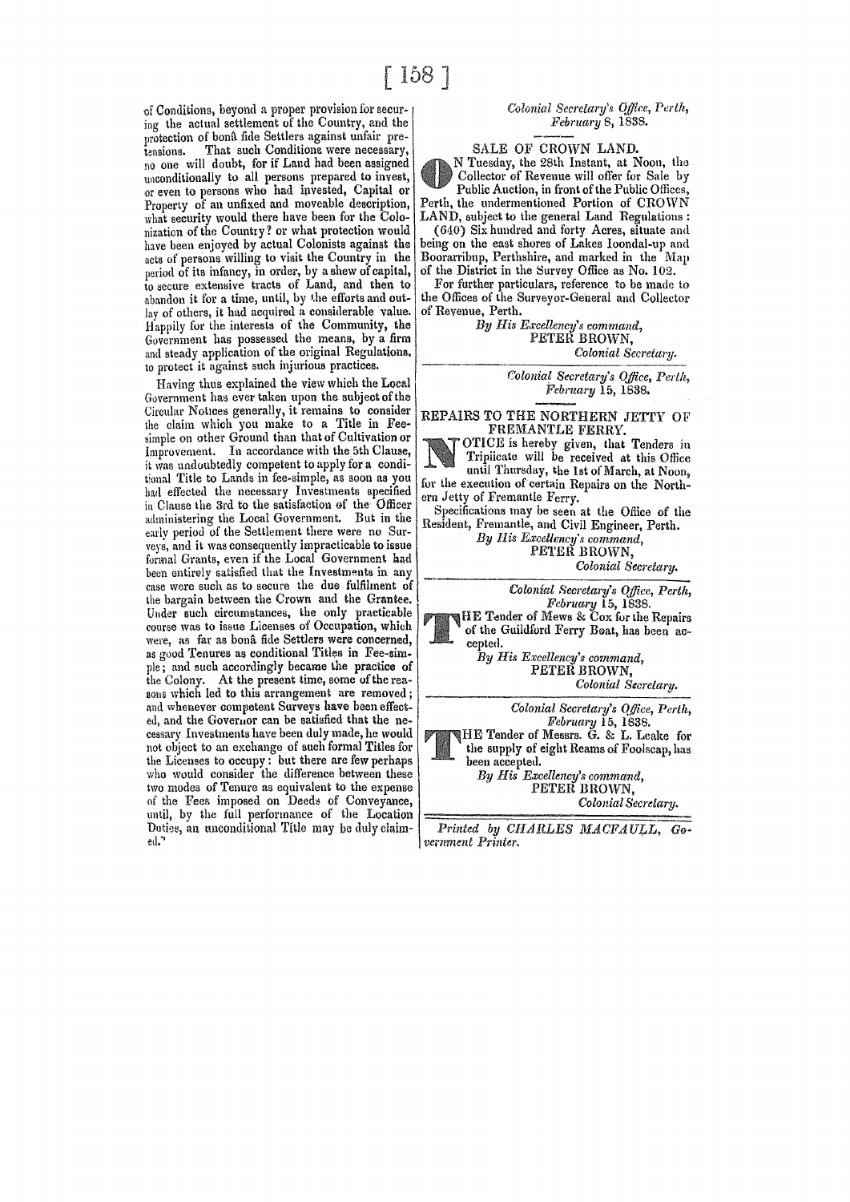of Conditions, beyond a proper provision for securing the actual settlement of the Country, and the protection of bonâ fide Settlers against unfair pretensions. That such Conditions were necessary, no one will doubt, for if Land had been assigned unconditionally to all persons prepared to invest, or even to persons who had invested, Capital or Property of an unfixed and moveable description, what security would there have been for the Colonization of the Country? or what protection would have been enjoyed by actual Colonists against the acts of persons willing to visit the Country in the period of its infancy, in order, by a shew of capital, to secure extensive tracts of Land, and then to abandon it for a time, until, by the efforts and outlay of others, it had acquired a considerable value. Happily for the interests of the Community, the Government has possessed the means, by a firm and steady application of the original Regulations, to protect it against such injurious practices.

Having thus explained the view which the Local Government has ever taken upon the subject of the Circular Notices generally, it remains to consider the claim which you make to a Title in Fee-simple on other Ground than that of Cultivation or Improvement. In accordance with the 5th Clause, it was undoubtedly competent to apply for a conditional Title to Lands in fee-simple, as soon as you had effected the necessary Investments specified in Clause the 3rd to the satisfaction of the Officer administering the Local Government. But in the early period of the Settlement there were no Surveys, and it was consequently impracticable to issue formal Grants, even if the Local Government had been entirely satisfied that the Investments in any case were such as to secure the due fulfilment of the bargain between the Crown and the Grantee. Under such circumstances, the only practicable course was to issue Licenses of Occupation, which were, as far as bonâ fide Settlers were concerned, as good Tenures as conditional Titles in Fee-simple; and such accordingly became the practice of the Colony. At the present time, some of the reasons which led to this arrangement are removed; and whenever competent Surveys have been effected, and the Governor can be satisfied that the necessary Investments have been duly made, he would not object to an exchange of such formal Titles for the Licenses to occupy: but there are few perhaps who would consider the difference between these two modes of Tenure as equivalent to the expense of the Fees imposed on Deeds of Conveyance, until, by the full performance of the Location Duties, an unconditional Title may be duly claimed."

*Colonial Secretary's Office, Perth,*
*February* 8, 1838.

## SALE OF CROWN LAND.

ON Tuesday, the 28th Instant, at Noon, the Collector of Revenue will offer for Sale by Public Auction, in front of the Public Offices, Perth, the undermentioned Portion of CROWN LAND, subject to the general Land Regulations:

(640) Six hundred and forty Acres, situate and being on the east shores of Lakes Ioondal-up and Boorarribup, Perthshire, and marked in the Map of the District in the Survey Office as No. 102.

For further particulars, reference to be made to the Offices of the Surveyor-General and Collector of Revenue, Perth.

*By His Excellency's command,*
PETER BROWN,
*Colonial Secretary.*

---

*Colonial Secretary's Office, Perth,*
*February* 15, 1838.

## REPAIRS TO THE NORTHERN JETTY OF FREMANTLE FERRY.

NOTICE is hereby given, that Tenders in Triplicate will be received at this Office until Thursday, the 1st of March, at Noon, for the execution of certain Repairs on the Northern Jetty of Fremantle Ferry.

Specifications may be seen at the Office of the Resident, Fremantle, and Civil Engineer, Perth.

*By His Excellency's command,*
PETER BROWN,
*Colonial Secretary.*

---

*Colonial Secretary's Office, Perth,*
*February* 15, 1838.

THE Tender of Mews & Cox for the Repairs of the Guildford Ferry Boat, has been accepted.

*By His Excellency's command,*
PETER BROWN,
*Colonial Secretary.*

---

*Colonial Secretary's Office, Perth,*
*February* 15, 1838.

THE Tender of Messrs. G. & L. Leake for the supply of eight Reams of Foolscap, has been accepted.

*By His Excellency's command,*
PETER BROWN,
*Colonial Secretary.*

---

*Printed by CHARLES MACFAULL, Government Printer.*